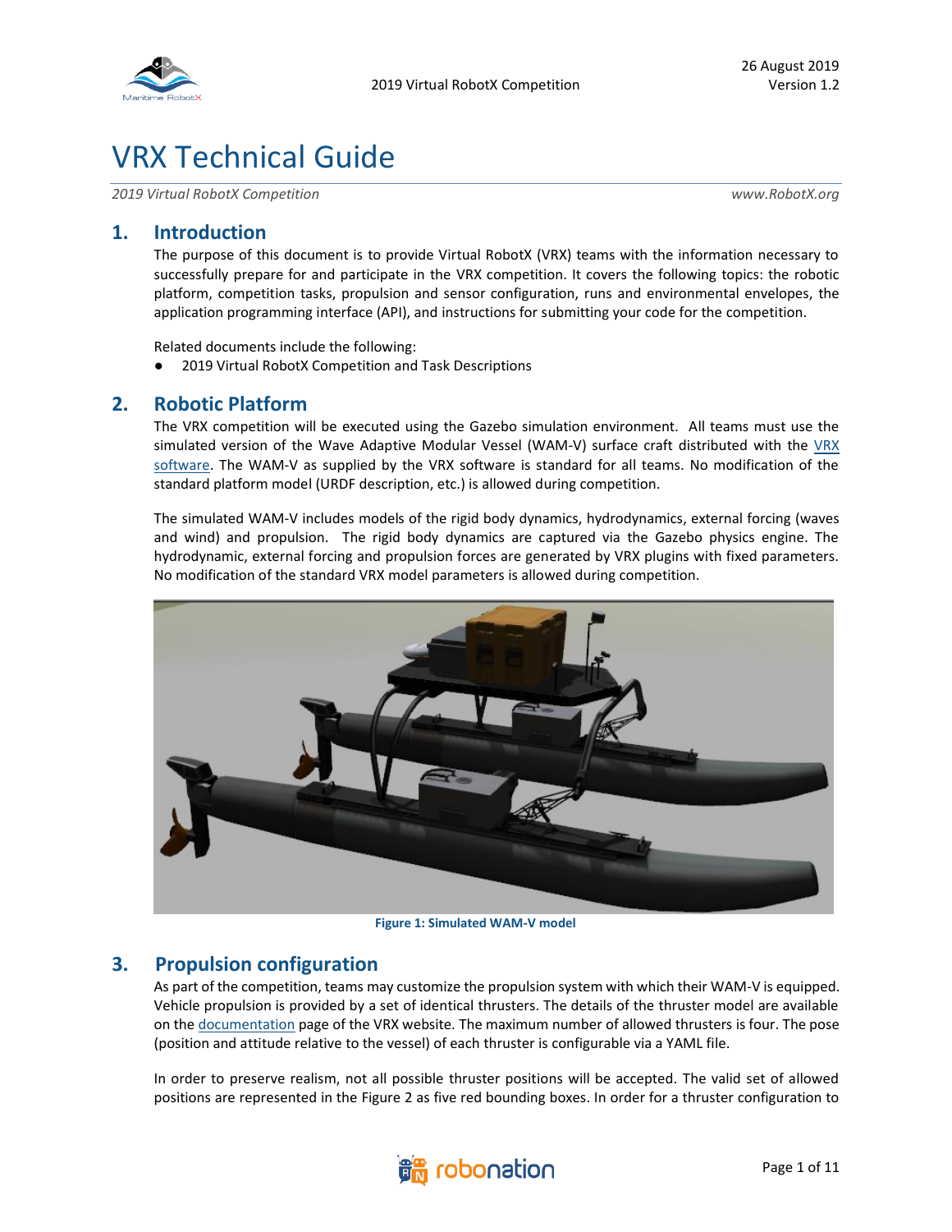# VRX Technical Guide

*2019 Virtual RobotX Competition* *www.RobotX.org*

## 1. Introduction

The purpose of this document is to provide Virtual RobotX (VRX) teams with the information necessary to successfully prepare for and participate in the VRX competition. It covers the following topics: the robotic platform, competition tasks, propulsion and sensor configuration, runs and environmental envelopes, the application programming interface (API), and instructions for submitting your code for the competition.

Related documents include the following:

- 2019 Virtual RobotX Competition and Task Descriptions

## 2. Robotic Platform

The VRX competition will be executed using the Gazebo simulation environment. All teams must use the simulated version of the Wave Adaptive Modular Vessel (WAM-V) surface craft distributed with the VRX software. The WAM-V as supplied by the VRX software is standard for all teams. No modification of the standard platform model (URDF description, etc.) is allowed during competition.

The simulated WAM-V includes models of the rigid body dynamics, hydrodynamics, external forcing (waves and wind) and propulsion. The rigid body dynamics are captured via the Gazebo physics engine. The hydrodynamic, external forcing and propulsion forces are generated by VRX plugins with fixed parameters. No modification of the standard VRX model parameters is allowed during competition.

**Figure 1: Simulated WAM-V model**

## 3. Propulsion configuration

As part of the competition, teams may customize the propulsion system with which their WAM-V is equipped. Vehicle propulsion is provided by a set of identical thrusters. The details of the thruster model are available on the documentation page of the VRX website. The maximum number of allowed thrusters is four. The pose (position and attitude relative to the vessel) of each thruster is configurable via a YAML file.

In order to preserve realism, not all possible thruster positions will be accepted. The valid set of allowed positions are represented in the Figure 2 as five red bounding boxes. In order for a thruster configuration to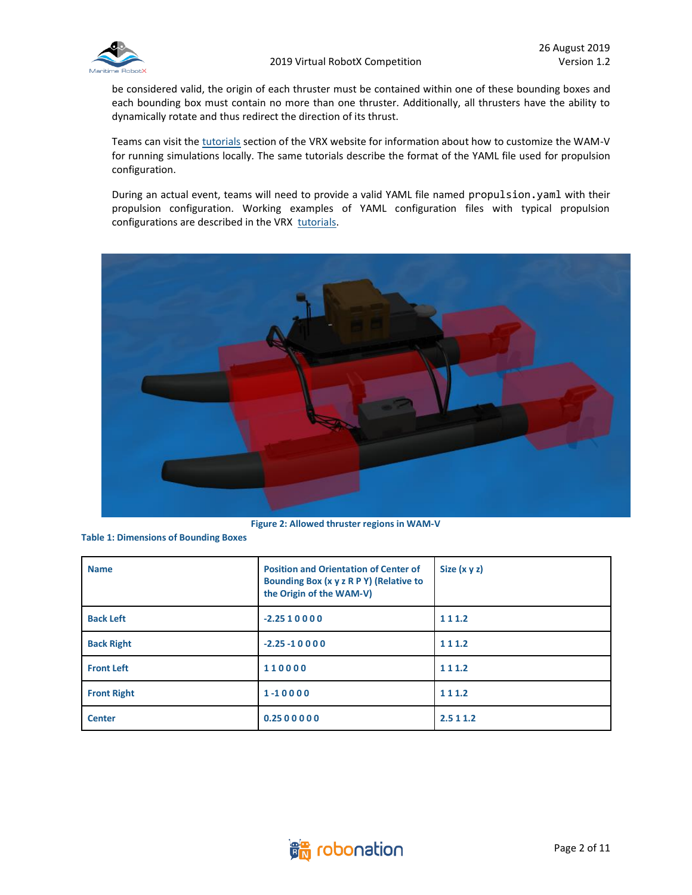be considered valid, the origin of each thruster must be contained within one of these bounding boxes and each bounding box must contain no more than one thruster. Additionally, all thrusters have the ability to dynamically rotate and thus redirect the direction of its thrust.

Teams can visit the tutorials section of the VRX website for information about how to customize the WAM-V for running simulations locally. The same tutorials describe the format of the YAML file used for propulsion configuration.

During an actual event, teams will need to provide a valid YAML file named `propulsion.yaml` with their propulsion configuration. Working examples of YAML configuration files with typical propulsion configurations are described in the VRX tutorials.

**Figure 2: Allowed thruster regions in WAM-V**

**Table 1: Dimensions of Bounding Boxes**

| Name | Position and Orientation of Center of Bounding Box (x y z R P Y) (Relative to the Origin of the WAM-V) | Size (x y z) |
|---|---|---|
| Back Left | -2.25 1 0 0 0 0 | 1 1 1.2 |
| Back Right | -2.25 -1 0 0 0 0 | 1 1 1.2 |
| Front Left | 1 1 0 0 0 0 | 1 1 1.2 |
| Front Right | 1 -1 0 0 0 0 | 1 1 1.2 |
| Center | 0.25 0 0 0 0 0 | 2.5 1 1.2 |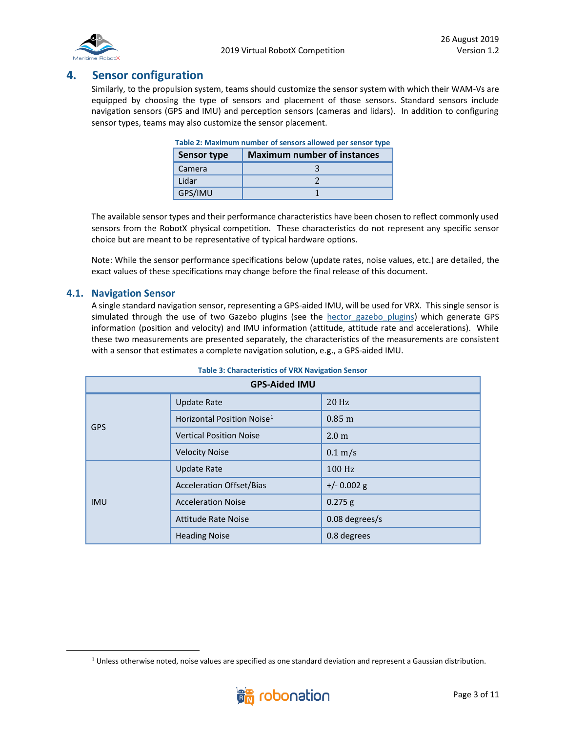## 4. Sensor configuration

Similarly, to the propulsion system, teams should customize the sensor system with which their WAM-Vs are equipped by choosing the type of sensors and placement of those sensors. Standard sensors include navigation sensors (GPS and IMU) and perception sensors (cameras and lidars). In addition to configuring sensor types, teams may also customize the sensor placement.

**Table 2: Maximum number of sensors allowed per sensor type**

| Sensor type | Maximum number of instances |
|---|---|
| Camera | 3 |
| Lidar | 2 |
| GPS/IMU | 1 |

The available sensor types and their performance characteristics have been chosen to reflect commonly used sensors from the RobotX physical competition. These characteristics do not represent any specific sensor choice but are meant to be representative of typical hardware options.

Note: While the sensor performance specifications below (update rates, noise values, etc.) are detailed, the exact values of these specifications may change before the final release of this document.

### 4.1. Navigation Sensor

A single standard navigation sensor, representing a GPS-aided IMU, will be used for VRX. This single sensor is simulated through the use of two Gazebo plugins (see the hector_gazebo_plugins) which generate GPS information (position and velocity) and IMU information (attitude, attitude rate and accelerations). While these two measurements are presented separately, the characteristics of the measurements are consistent with a sensor that estimates a complete navigation solution, e.g., a GPS-aided IMU.

**Table 3: Characteristics of VRX Navigation Sensor**

| GPS-Aided IMU | | |
|---|---|---|
| GPS | Update Rate | 20 Hz |
| | Horizontal Position Noise[1] | 0.85 m |
| | Vertical Position Noise | 2.0 m |
| | Velocity Noise | 0.1 m/s |
| IMU | Update Rate | 100 Hz |
| | Acceleration Offset/Bias | +/- 0.002 g |
| | Acceleration Noise | 0.275 g |
| | Attitude Rate Noise | 0.08 degrees/s |
| | Heading Noise | 0.8 degrees |

[1] Unless otherwise noted, noise values are specified as one standard deviation and represent a Gaussian distribution.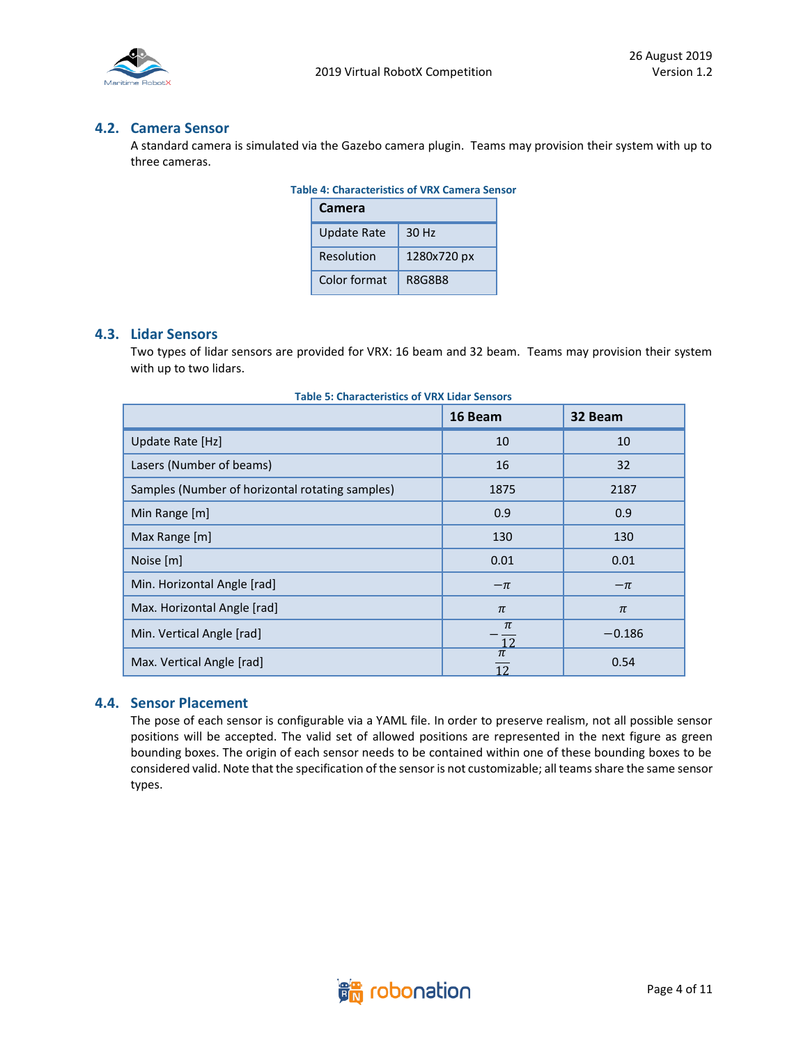## 4.2. Camera Sensor

A standard camera is simulated via the Gazebo camera plugin. Teams may provision their system with up to three cameras.

**Table 4: Characteristics of VRX Camera Sensor**

| Camera | |
|---|---|
| Update Rate | 30 Hz |
| Resolution | 1280x720 px |
| Color format | R8G8B8 |

## 4.3. Lidar Sensors

Two types of lidar sensors are provided for VRX: 16 beam and 32 beam. Teams may provision their system with up to two lidars.

**Table 5: Characteristics of VRX Lidar Sensors**

| | 16 Beam | 32 Beam |
|---|---|---|
| Update Rate [Hz] | 10 | 10 |
| Lasers (Number of beams) | 16 | 32 |
| Samples (Number of horizontal rotating samples) | 1875 | 2187 |
| Min Range [m] | 0.9 | 0.9 |
| Max Range [m] | 130 | 130 |
| Noise [m] | 0.01 | 0.01 |
| Min. Horizontal Angle [rad] | $-\pi$ | $-\pi$ |
| Max. Horizontal Angle [rad] | $\pi$ | $\pi$ |
| Min. Vertical Angle [rad] | $-\frac{\pi}{12}$ | $-0.186$ |
| Max. Vertical Angle [rad] | $\frac{\pi}{12}$ | 0.54 |

## 4.4. Sensor Placement

The pose of each sensor is configurable via a YAML file. In order to preserve realism, not all possible sensor positions will be accepted. The valid set of allowed positions are represented in the next figure as green bounding boxes. The origin of each sensor needs to be contained within one of these bounding boxes to be considered valid. Note that the specification of the sensor is not customizable; all teams share the same sensor types.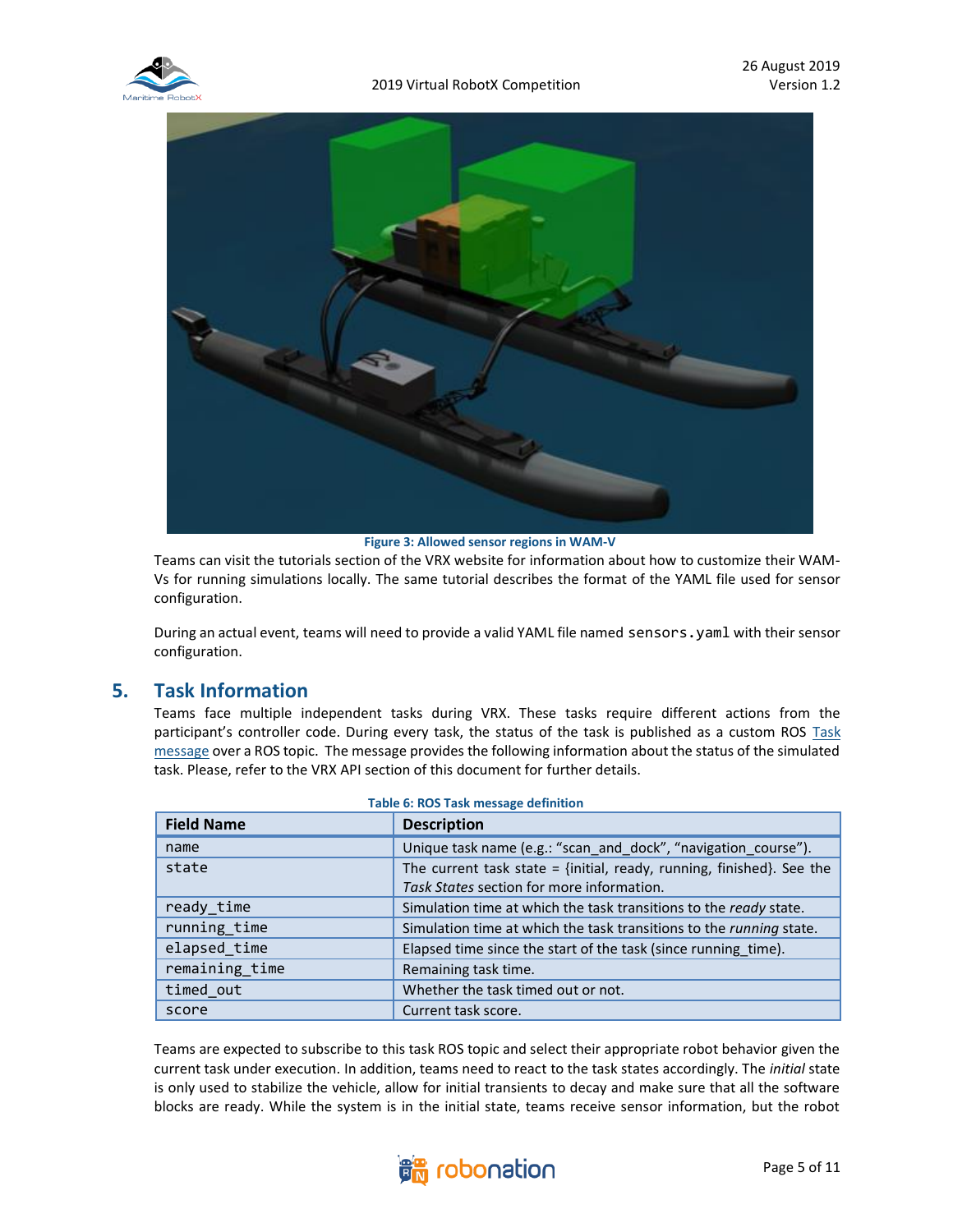Figure 3: Allowed sensor regions in WAM-V

Teams can visit the tutorials section of the VRX website for information about how to customize their WAM-Vs for running simulations locally. The same tutorial describes the format of the YAML file used for sensor configuration.

During an actual event, teams will need to provide a valid YAML file named `sensors.yaml` with their sensor configuration.

## 5. Task Information

Teams face multiple independent tasks during VRX. These tasks require different actions from the participant's controller code. During every task, the status of the task is published as a custom ROS Task message over a ROS topic. The message provides the following information about the status of the simulated task. Please, refer to the VRX API section of this document for further details.

Table 6: ROS Task message definition

| Field Name | Description |
|---|---|
| `name` | Unique task name (e.g.: "scan_and_dock", "navigation_course"). |
| `state` | The current task state = {initial, ready, running, finished}. See the *Task States* section for more information. |
| `ready_time` | Simulation time at which the task transitions to the *ready* state. |
| `running_time` | Simulation time at which the task transitions to the *running* state. |
| `elapsed_time` | Elapsed time since the start of the task (since running_time). |
| `remaining_time` | Remaining task time. |
| `timed_out` | Whether the task timed out or not. |
| `score` | Current task score. |

Teams are expected to subscribe to this task ROS topic and select their appropriate robot behavior given the current task under execution. In addition, teams need to react to the task states accordingly. The *initial* state is only used to stabilize the vehicle, allow for initial transients to decay and make sure that all the software blocks are ready. While the system is in the initial state, teams receive sensor information, but the robot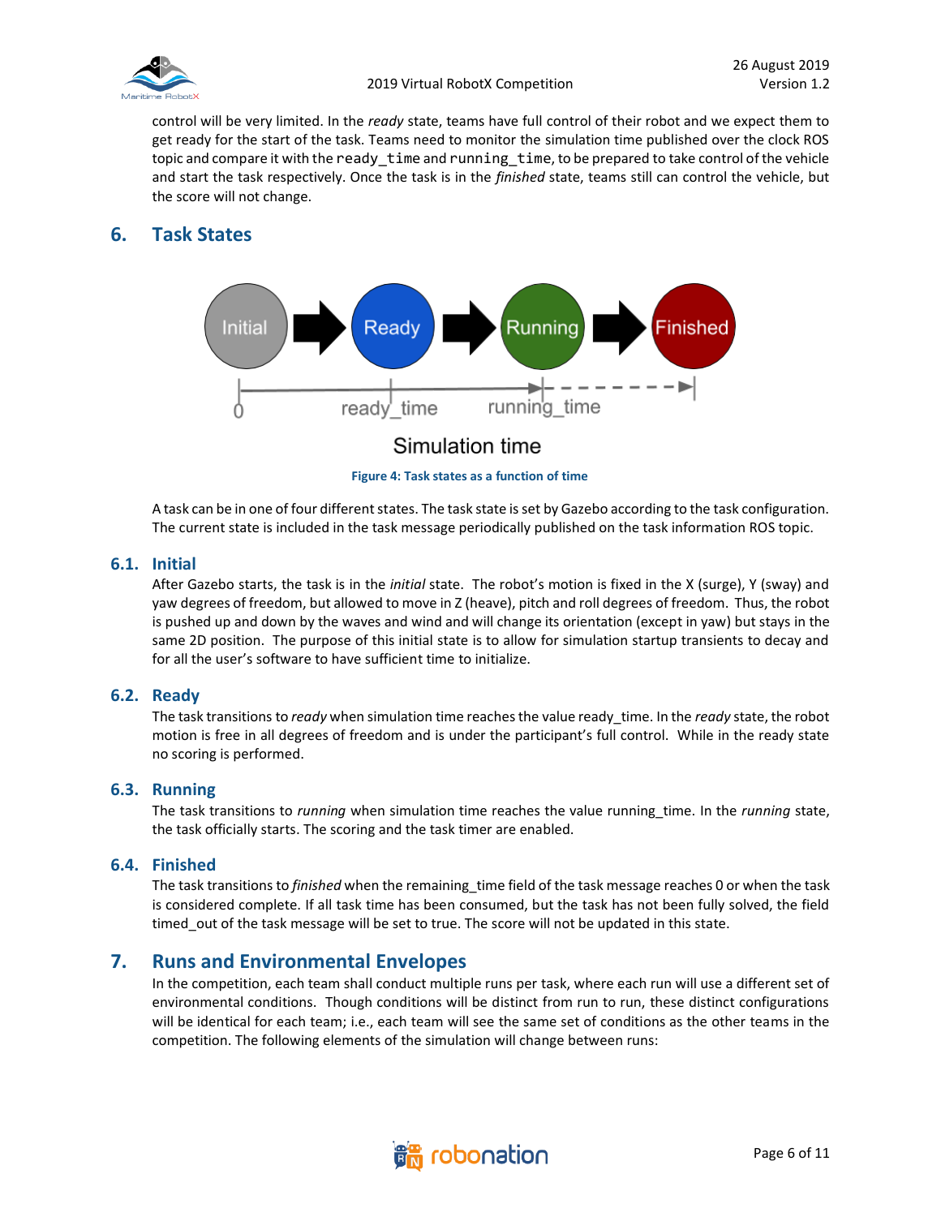control will be very limited. In the *ready* state, teams have full control of their robot and we expect them to get ready for the start of the task. Teams need to monitor the simulation time published over the clock ROS topic and compare it with the `ready_time` and `running_time`, to be prepared to take control of the vehicle and start the task respectively. Once the task is in the *finished* state, teams still can control the vehicle, but the score will not change.

## 6. Task States

Figure 4: Task states as a function of time

A task can be in one of four different states. The task state is set by Gazebo according to the task configuration. The current state is included in the task message periodically published on the task information ROS topic.

### 6.1. Initial

After Gazebo starts, the task is in the *initial* state. The robot's motion is fixed in the X (surge), Y (sway) and yaw degrees of freedom, but allowed to move in Z (heave), pitch and roll degrees of freedom. Thus, the robot is pushed up and down by the waves and wind and will change its orientation (except in yaw) but stays in the same 2D position. The purpose of this initial state is to allow for simulation startup transients to decay and for all the user's software to have sufficient time to initialize.

### 6.2. Ready

The task transitions to *ready* when simulation time reaches the value ready_time. In the *ready* state, the robot motion is free in all degrees of freedom and is under the participant's full control. While in the ready state no scoring is performed.

### 6.3. Running

The task transitions to *running* when simulation time reaches the value running_time. In the *running* state, the task officially starts. The scoring and the task timer are enabled.

### 6.4. Finished

The task transitions to *finished* when the remaining_time field of the task message reaches 0 or when the task is considered complete. If all task time has been consumed, but the task has not been fully solved, the field timed_out of the task message will be set to true. The score will not be updated in this state.

## 7. Runs and Environmental Envelopes

In the competition, each team shall conduct multiple runs per task, where each run will use a different set of environmental conditions. Though conditions will be distinct from run to run, these distinct configurations will be identical for each team; i.e., each team will see the same set of conditions as the other teams in the competition. The following elements of the simulation will change between runs: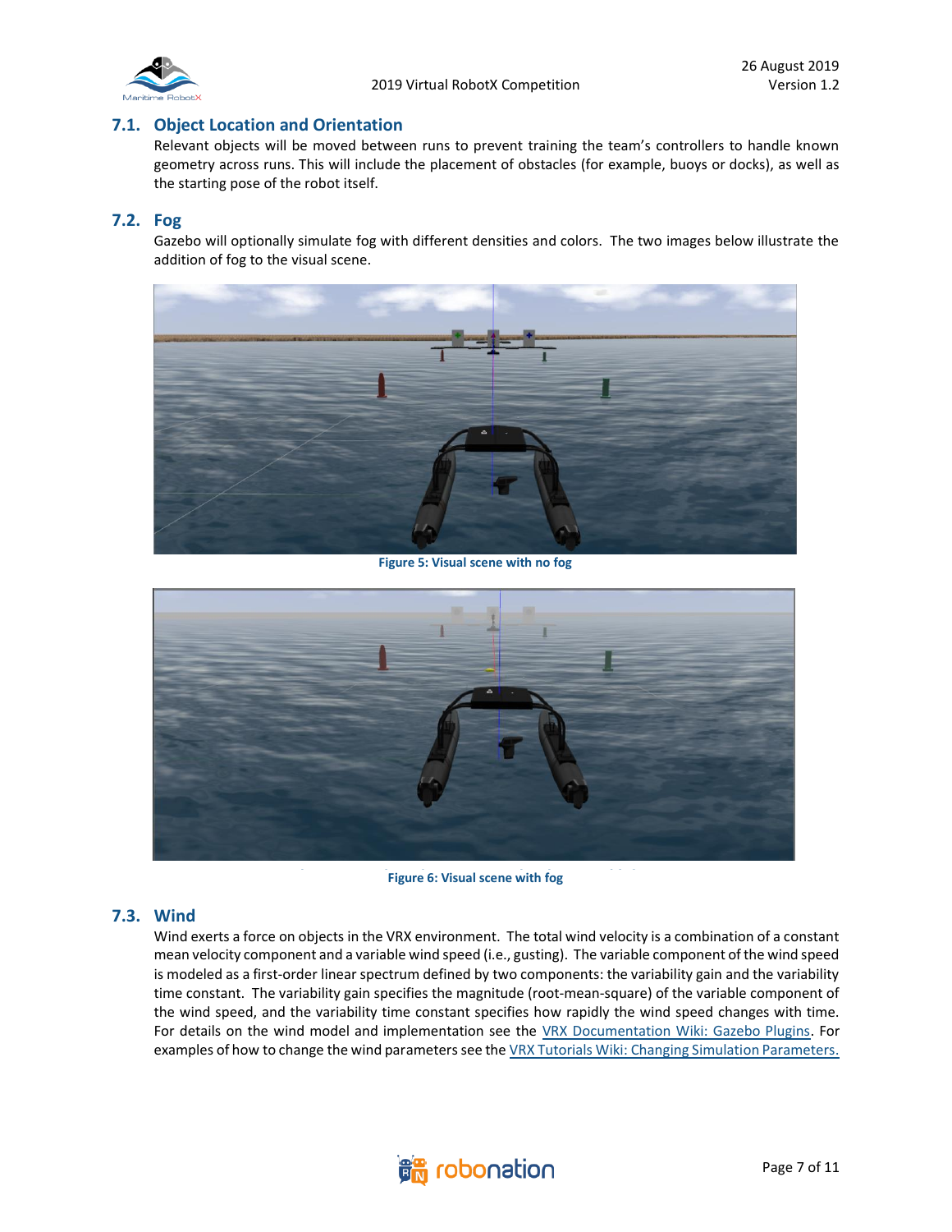## 7.1. Object Location and Orientation

Relevant objects will be moved between runs to prevent training the team's controllers to handle known geometry across runs. This will include the placement of obstacles (for example, buoys or docks), as well as the starting pose of the robot itself.

## 7.2. Fog

Gazebo will optionally simulate fog with different densities and colors. The two images below illustrate the addition of fog to the visual scene.

Figure 5: Visual scene with no fog

Figure 6: Visual scene with fog

## 7.3. Wind

Wind exerts a force on objects in the VRX environment. The total wind velocity is a combination of a constant mean velocity component and a variable wind speed (i.e., gusting). The variable component of the wind speed is modeled as a first-order linear spectrum defined by two components: the variability gain and the variability time constant. The variability gain specifies the magnitude (root-mean-square) of the variable component of the wind speed, and the variability time constant specifies how rapidly the wind speed changes with time. For details on the wind model and implementation see the VRX Documentation Wiki: Gazebo Plugins. For examples of how to change the wind parameters see the VRX Tutorials Wiki: Changing Simulation Parameters.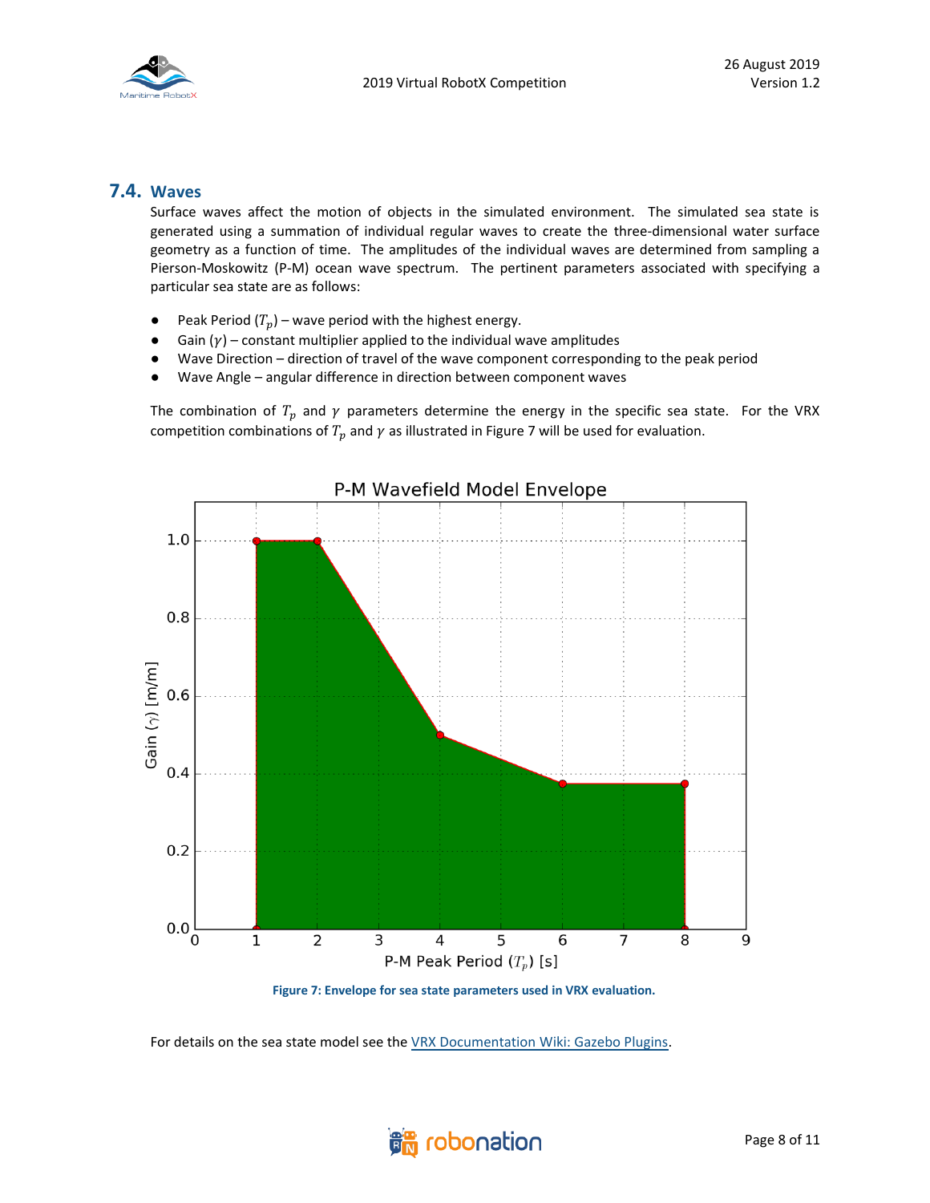## 7.4. Waves

Surface waves affect the motion of objects in the simulated environment. The simulated sea state is generated using a summation of individual regular waves to create the three-dimensional water surface geometry as a function of time. The amplitudes of the individual waves are determined from sampling a Pierson-Moskowitz (P-M) ocean wave spectrum. The pertinent parameters associated with specifying a particular sea state are as follows:

- Peak Period ($T_p$) – wave period with the highest energy.
- Gain ($\gamma$) – constant multiplier applied to the individual wave amplitudes
- Wave Direction – direction of travel of the wave component corresponding to the peak period
- Wave Angle – angular difference in direction between component waves

The combination of $T_p$ and $\gamma$ parameters determine the energy in the specific sea state. For the VRX competition combinations of $T_p$ and $\gamma$ as illustrated in Figure 7 will be used for evaluation.

Figure 7: Envelope for sea state parameters used in VRX evaluation.

For details on the sea state model see the VRX Documentation Wiki: Gazebo Plugins.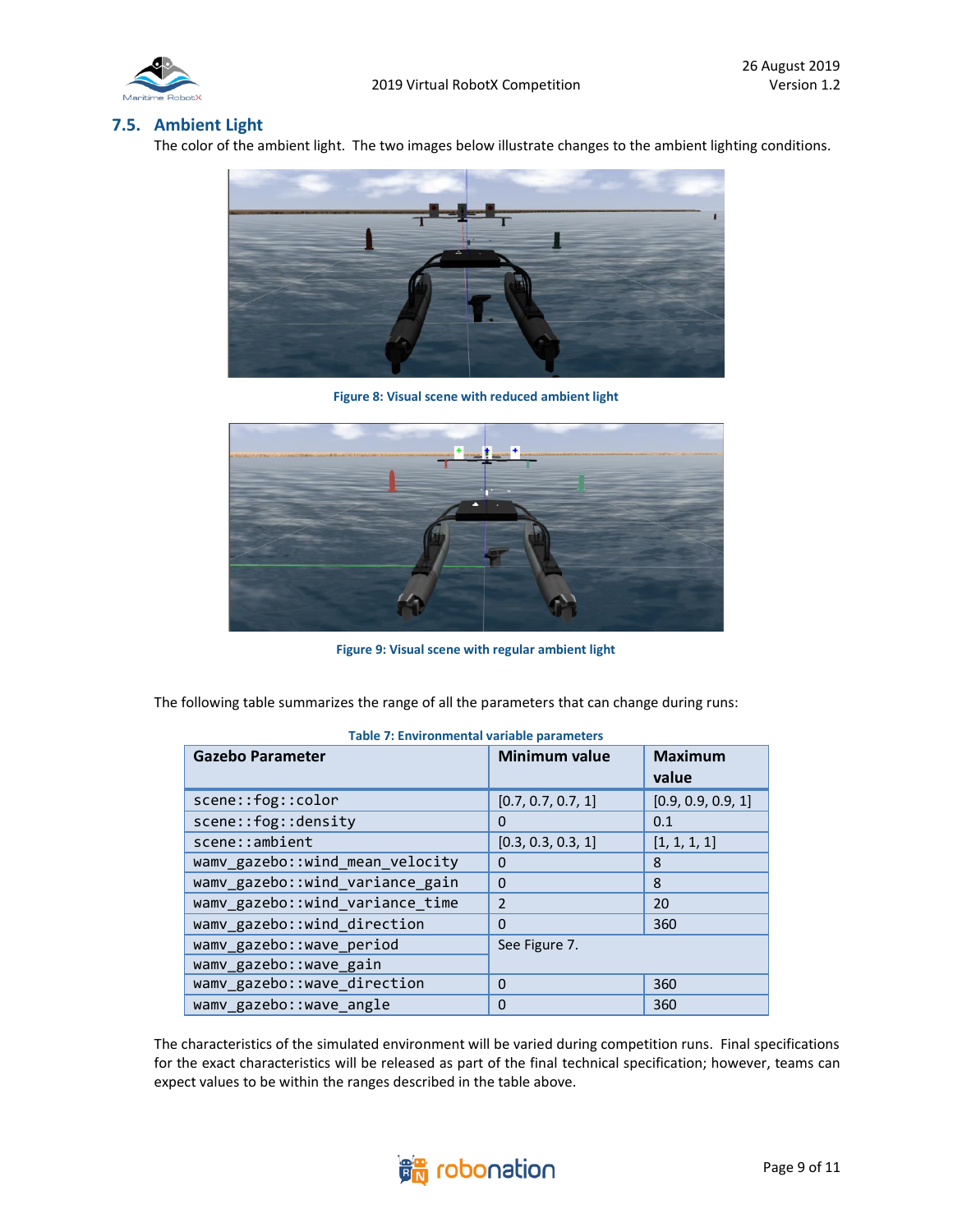## 7.5. Ambient Light

The color of the ambient light. The two images below illustrate changes to the ambient lighting conditions.

Figure 8: Visual scene with reduced ambient light

Figure 9: Visual scene with regular ambient light

The following table summarizes the range of all the parameters that can change during runs:

Table 7: Environmental variable parameters

| Gazebo Parameter | Minimum value | Maximum value |
|---|---|---|
| scene::fog::color | [0.7, 0.7, 0.7, 1] | [0.9, 0.9, 0.9, 1] |
| scene::fog::density | 0 | 0.1 |
| scene::ambient | [0.3, 0.3, 0.3, 1] | [1, 1, 1, 1] |
| wamv_gazebo::wind_mean_velocity | 0 | 8 |
| wamv_gazebo::wind_variance_gain | 0 | 8 |
| wamv_gazebo::wind_variance_time | 2 | 20 |
| wamv_gazebo::wind_direction | 0 | 360 |
| wamv_gazebo::wave_period | See Figure 7. | |
| wamv_gazebo::wave_gain | | |
| wamv_gazebo::wave_direction | 0 | 360 |
| wamv_gazebo::wave_angle | 0 | 360 |

The characteristics of the simulated environment will be varied during competition runs. Final specifications for the exact characteristics will be released as part of the final technical specification; however, teams can expect values to be within the ranges described in the table above.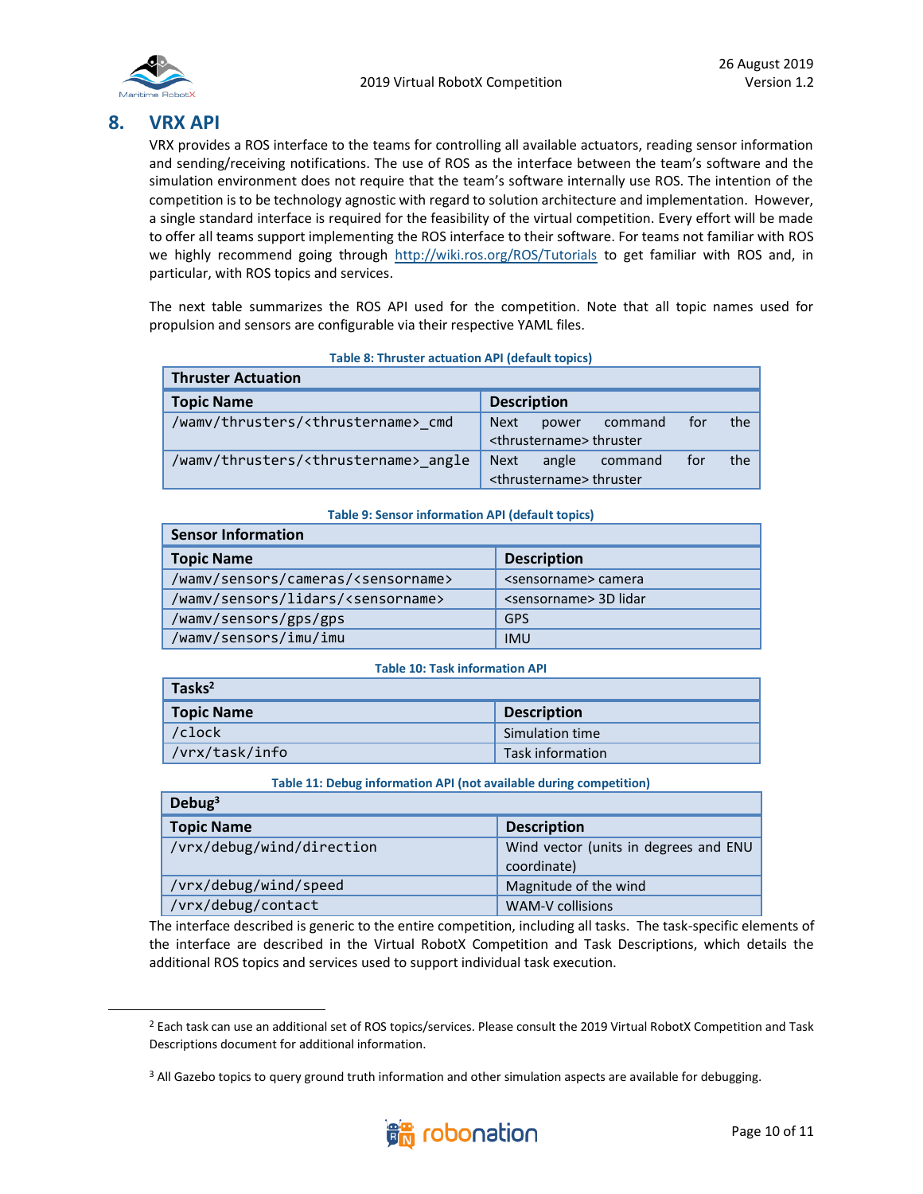## 8. VRX API

VRX provides a ROS interface to the teams for controlling all available actuators, reading sensor information and sending/receiving notifications. The use of ROS as the interface between the team's software and the simulation environment does not require that the team's software internally use ROS. The intention of the competition is to be technology agnostic with regard to solution architecture and implementation. However, a single standard interface is required for the feasibility of the virtual competition. Every effort will be made to offer all teams support implementing the ROS interface to their software. For teams not familiar with ROS we highly recommend going through http://wiki.ros.org/ROS/Tutorials to get familiar with ROS and, in particular, with ROS topics and services.

The next table summarizes the ROS API used for the competition. Note that all topic names used for propulsion and sensors are configurable via their respective YAML files.

Table 8: Thruster actuation API (default topics)

| Thruster Actuation | |
|---|---|
| **Topic Name** | **Description** |
| /wamv/thrusters/<thrustername>_cmd | Next power command for the <thrustername> thruster |
| /wamv/thrusters/<thrustername>_angle | Next angle command for the <thrustername> thruster |

Table 9: Sensor information API (default topics)

| Sensor Information | |
|---|---|
| **Topic Name** | **Description** |
| /wamv/sensors/cameras/<sensorname> | <sensorname> camera |
| /wamv/sensors/lidars/<sensorname> | <sensorname> 3D lidar |
| /wamv/sensors/gps/gps | GPS |
| /wamv/sensors/imu/imu | IMU |

Table 10: Task information API

| Tasks[2] | |
|---|---|
| **Topic Name** | **Description** |
| /clock | Simulation time |
| /vrx/task/info | Task information |

Table 11: Debug information API (not available during competition)

| Debug[3] | |
|---|---|
| **Topic Name** | **Description** |
| /vrx/debug/wind/direction | Wind vector (units in degrees and ENU coordinate) |
| /vrx/debug/wind/speed | Magnitude of the wind |
| /vrx/debug/contact | WAM-V collisions |

The interface described is generic to the entire competition, including all tasks. The task-specific elements of the interface are described in the Virtual RobotX Competition and Task Descriptions, which details the additional ROS topics and services used to support individual task execution.

[2] Each task can use an additional set of ROS topics/services. Please consult the 2019 Virtual RobotX Competition and Task Descriptions document for additional information.

[3] All Gazebo topics to query ground truth information and other simulation aspects are available for debugging.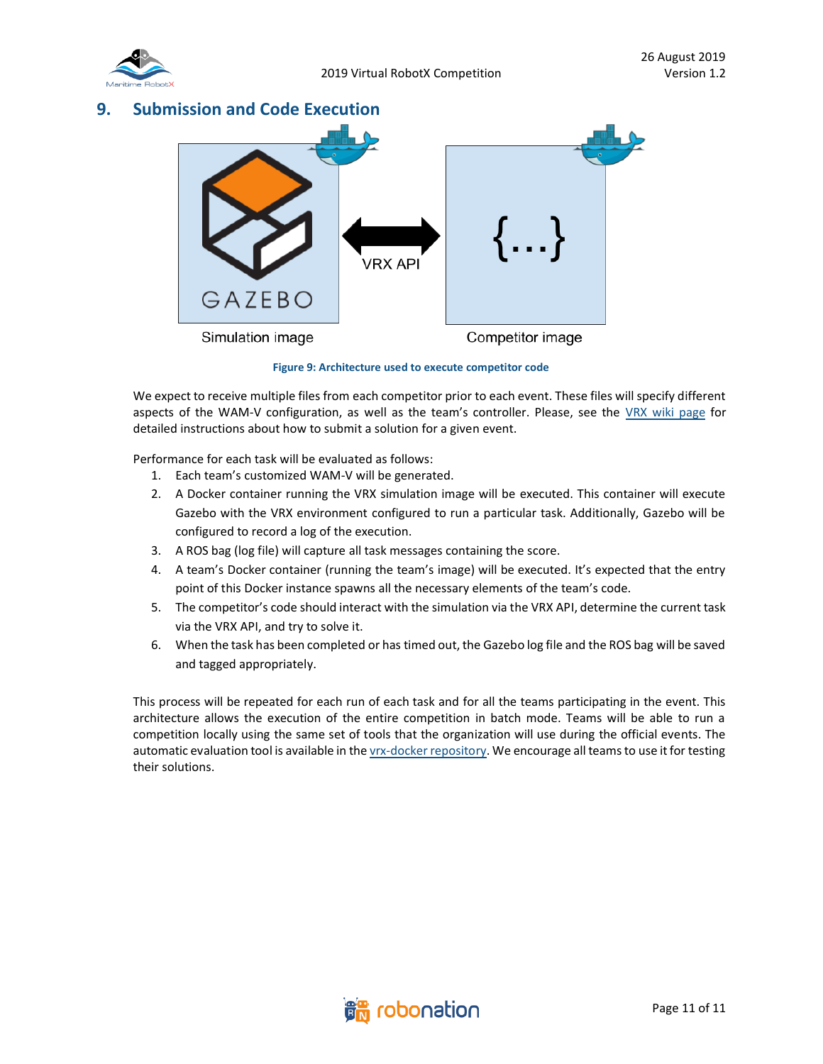## 9. Submission and Code Execution

GAZEBO

VRX API

{...}

Simulation image

Competitor image

Figure 9: Architecture used to execute competitor code

We expect to receive multiple files from each competitor prior to each event. These files will specify different aspects of the WAM-V configuration, as well as the team's controller. Please, see the VRX wiki page for detailed instructions about how to submit a solution for a given event.

Performance for each task will be evaluated as follows:

1. Each team's customized WAM-V will be generated.
2. A Docker container running the VRX simulation image will be executed. This container will execute Gazebo with the VRX environment configured to run a particular task. Additionally, Gazebo will be configured to record a log of the execution.
3. A ROS bag (log file) will capture all task messages containing the score.
4. A team's Docker container (running the team's image) will be executed. It's expected that the entry point of this Docker instance spawns all the necessary elements of the team's code.
5. The competitor's code should interact with the simulation via the VRX API, determine the current task via the VRX API, and try to solve it.
6. When the task has been completed or has timed out, the Gazebo log file and the ROS bag will be saved and tagged appropriately.

This process will be repeated for each run of each task and for all the teams participating in the event. This architecture allows the execution of the entire competition in batch mode. Teams will be able to run a competition locally using the same set of tools that the organization will use during the official events. The automatic evaluation tool is available in the vrx-docker repository. We encourage all teams to use it for testing their solutions.